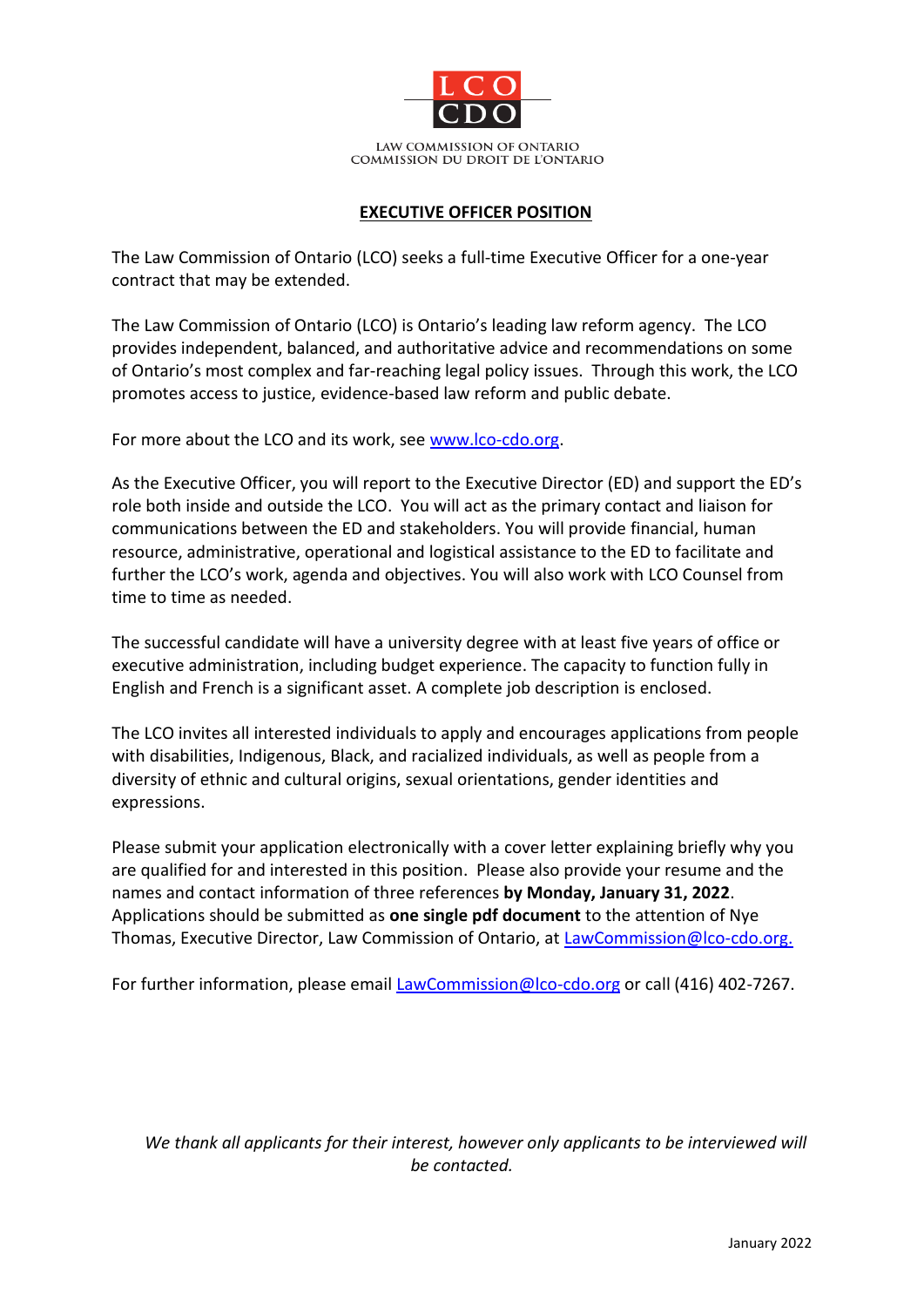LCO
CDO

LAW COMMISSION OF ONTARIO
COMMISSION DU DROIT DE L'ONTARIO

# EXECUTIVE OFFICER POSITION

The Law Commission of Ontario (LCO) seeks a full-time Executive Officer for a one-year contract that may be extended.

The Law Commission of Ontario (LCO) is Ontario's leading law reform agency. The LCO provides independent, balanced, and authoritative advice and recommendations on some of Ontario's most complex and far-reaching legal policy issues. Through this work, the LCO promotes access to justice, evidence-based law reform and public debate.

For more about the LCO and its work, see [www.lco-cdo.org](http://www.lco-cdo.org).

As the Executive Officer, you will report to the Executive Director (ED) and support the ED's role both inside and outside the LCO. You will act as the primary contact and liaison for communications between the ED and stakeholders. You will provide financial, human resource, administrative, operational and logistical assistance to the ED to facilitate and further the LCO's work, agenda and objectives. You will also work with LCO Counsel from time to time as needed.

The successful candidate will have a university degree with at least five years of office or executive administration, including budget experience. The capacity to function fully in English and French is a significant asset. A complete job description is enclosed.

The LCO invites all interested individuals to apply and encourages applications from people with disabilities, Indigenous, Black, and racialized individuals, as well as people from a diversity of ethnic and cultural origins, sexual orientations, gender identities and expressions.

Please submit your application electronically with a cover letter explaining briefly why you are qualified for and interested in this position. Please also provide your resume and the names and contact information of three references **by Monday, January 31, 2022**. Applications should be submitted as **one single pdf document** to the attention of Nye Thomas, Executive Director, Law Commission of Ontario, at [LawCommission@lco-cdo.org.](mailto:LawCommission@lco-cdo.org)

For further information, please email [LawCommission@lco-cdo.org](mailto:LawCommission@lco-cdo.org) or call (416) 402-7267.

*We thank all applicants for their interest, however only applicants to be interviewed will be contacted.*

January 2022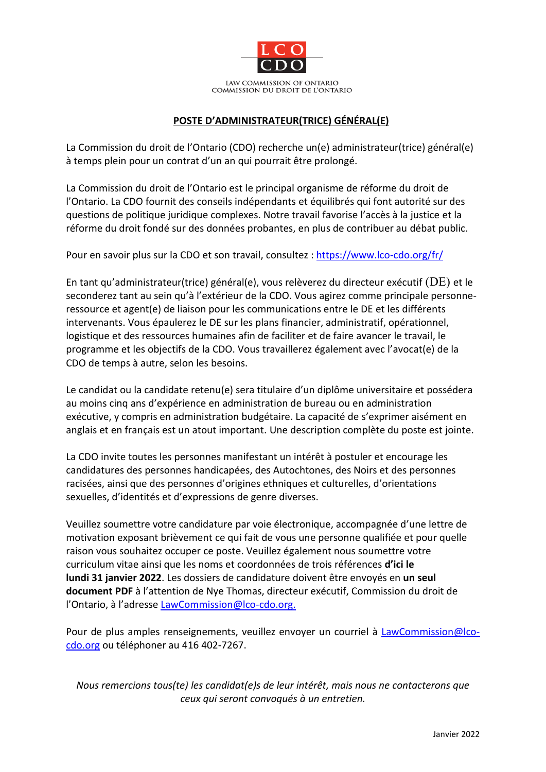LCO
CDO

LAW COMMISSION OF ONTARIO
COMMISSION DU DROIT DE L'ONTARIO

## POSTE D'ADMINISTRATEUR(TRICE) GÉNÉRAL(E)

La Commission du droit de l'Ontario (CDO) recherche un(e) administrateur(trice) général(e) à temps plein pour un contrat d'un an qui pourrait être prolongé.

La Commission du droit de l'Ontario est le principal organisme de réforme du droit de l'Ontario. La CDO fournit des conseils indépendants et équilibrés qui font autorité sur des questions de politique juridique complexes. Notre travail favorise l'accès à la justice et la réforme du droit fondé sur des données probantes, en plus de contribuer au débat public.

Pour en savoir plus sur la CDO et son travail, consultez : https://www.lco-cdo.org/fr/

En tant qu'administrateur(trice) général(e), vous relèverez du directeur exécutif (DE) et le seconderez tant au sein qu'à l'extérieur de la CDO. Vous agirez comme principale personne-ressource et agent(e) de liaison pour les communications entre le DE et les différents intervenants. Vous épaulerez le DE sur les plans financier, administratif, opérationnel, logistique et des ressources humaines afin de faciliter et de faire avancer le travail, le programme et les objectifs de la CDO. Vous travaillerez également avec l'avocat(e) de la CDO de temps à autre, selon les besoins.

Le candidat ou la candidate retenu(e) sera titulaire d'un diplôme universitaire et possédera au moins cinq ans d'expérience en administration de bureau ou en administration exécutive, y compris en administration budgétaire. La capacité de s'exprimer aisément en anglais et en français est un atout important. Une description complète du poste est jointe.

La CDO invite toutes les personnes manifestant un intérêt à postuler et encourage les candidatures des personnes handicapées, des Autochtones, des Noirs et des personnes racisées, ainsi que des personnes d'origines ethniques et culturelles, d'orientations sexuelles, d'identités et d'expressions de genre diverses.

Veuillez soumettre votre candidature par voie électronique, accompagnée d'une lettre de motivation exposant brièvement ce qui fait de vous une personne qualifiée et pour quelle raison vous souhaitez occuper ce poste. Veuillez également nous soumettre votre curriculum vitae ainsi que les noms et coordonnées de trois références **d'ici le lundi 31 janvier 2022**. Les dossiers de candidature doivent être envoyés en **un seul document PDF** à l'attention de Nye Thomas, directeur exécutif, Commission du droit de l'Ontario, à l'adresse LawCommission@lco-cdo.org.

Pour de plus amples renseignements, veuillez envoyer un courriel à LawCommission@lco-cdo.org ou téléphoner au 416 402-7267.

*Nous remercions tous(te) les candidat(e)s de leur intérêt, mais nous ne contacterons que ceux qui seront convoqués à un entretien.*

Janvier 2022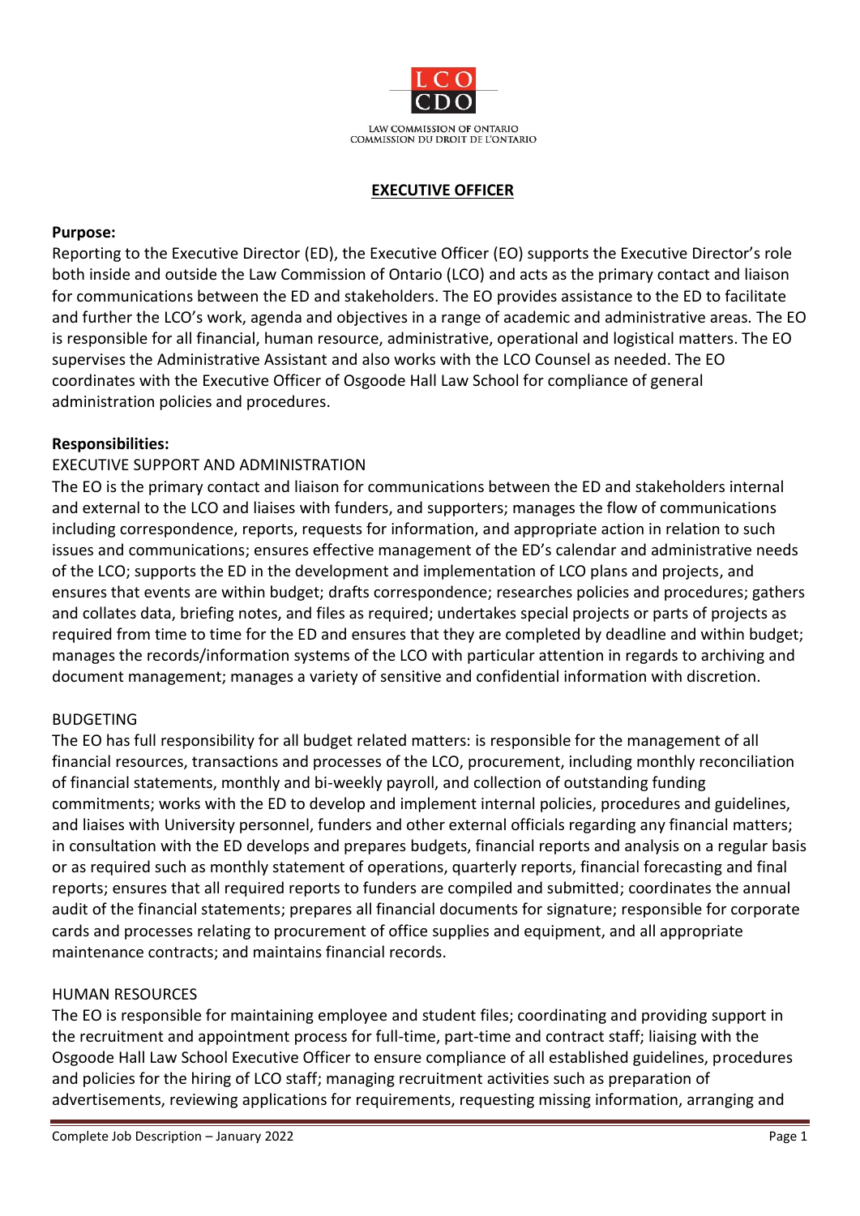LAW COMMISSION OF ONTARIO
COMMISSION DU DROIT DE L'ONTARIO

## EXECUTIVE OFFICER

**Purpose:**
Reporting to the Executive Director (ED), the Executive Officer (EO) supports the Executive Director's role both inside and outside the Law Commission of Ontario (LCO) and acts as the primary contact and liaison for communications between the ED and stakeholders. The EO provides assistance to the ED to facilitate and further the LCO's work, agenda and objectives in a range of academic and administrative areas. The EO is responsible for all financial, human resource, administrative, operational and logistical matters. The EO supervises the Administrative Assistant and also works with the LCO Counsel as needed. The EO coordinates with the Executive Officer of Osgoode Hall Law School for compliance of general administration policies and procedures.

**Responsibilities:**

EXECUTIVE SUPPORT AND ADMINISTRATION

The EO is the primary contact and liaison for communications between the ED and stakeholders internal and external to the LCO and liaises with funders, and supporters; manages the flow of communications including correspondence, reports, requests for information, and appropriate action in relation to such issues and communications; ensures effective management of the ED's calendar and administrative needs of the LCO; supports the ED in the development and implementation of LCO plans and projects, and ensures that events are within budget; drafts correspondence; researches policies and procedures; gathers and collates data, briefing notes, and files as required; undertakes special projects or parts of projects as required from time to time for the ED and ensures that they are completed by deadline and within budget; manages the records/information systems of the LCO with particular attention in regards to archiving and document management; manages a variety of sensitive and confidential information with discretion.

BUDGETING

The EO has full responsibility for all budget related matters: is responsible for the management of all financial resources, transactions and processes of the LCO, procurement, including monthly reconciliation of financial statements, monthly and bi-weekly payroll, and collection of outstanding funding commitments; works with the ED to develop and implement internal policies, procedures and guidelines, and liaises with University personnel, funders and other external officials regarding any financial matters; in consultation with the ED develops and prepares budgets, financial reports and analysis on a regular basis or as required such as monthly statement of operations, quarterly reports, financial forecasting and final reports; ensures that all required reports to funders are compiled and submitted; coordinates the annual audit of the financial statements; prepares all financial documents for signature; responsible for corporate cards and processes relating to procurement of office supplies and equipment, and all appropriate maintenance contracts; and maintains financial records.

HUMAN RESOURCES

The EO is responsible for maintaining employee and student files; coordinating and providing support in the recruitment and appointment process for full-time, part-time and contract staff; liaising with the Osgoode Hall Law School Executive Officer to ensure compliance of all established guidelines, procedures and policies for the hiring of LCO staff; managing recruitment activities such as preparation of advertisements, reviewing applications for requirements, requesting missing information, arranging and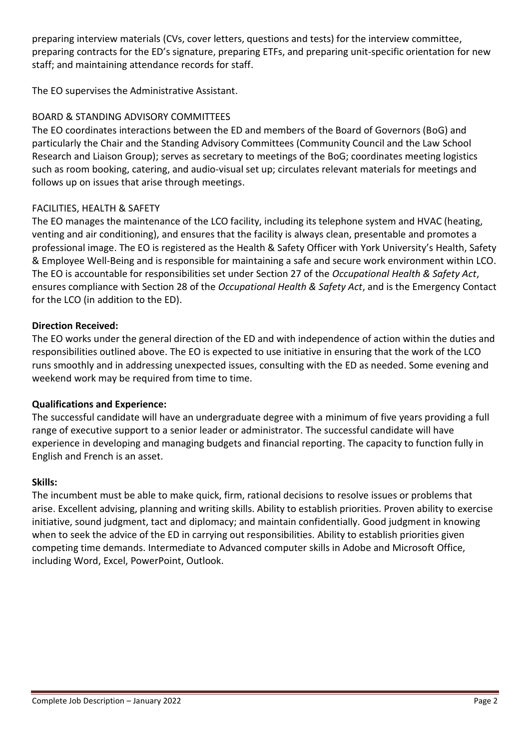preparing interview materials (CVs, cover letters, questions and tests) for the interview committee, preparing contracts for the ED's signature, preparing ETFs, and preparing unit-specific orientation for new staff; and maintaining attendance records for staff.

The EO supervises the Administrative Assistant.

BOARD & STANDING ADVISORY COMMITTEES

The EO coordinates interactions between the ED and members of the Board of Governors (BoG) and particularly the Chair and the Standing Advisory Committees (Community Council and the Law School Research and Liaison Group); serves as secretary to meetings of the BoG; coordinates meeting logistics such as room booking, catering, and audio-visual set up; circulates relevant materials for meetings and follows up on issues that arise through meetings.

FACILITIES, HEALTH & SAFETY

The EO manages the maintenance of the LCO facility, including its telephone system and HVAC (heating, venting and air conditioning), and ensures that the facility is always clean, presentable and promotes a professional image. The EO is registered as the Health & Safety Officer with York University's Health, Safety & Employee Well-Being and is responsible for maintaining a safe and secure work environment within LCO. The EO is accountable for responsibilities set under Section 27 of the *Occupational Health & Safety Act*, ensures compliance with Section 28 of the *Occupational Health & Safety Act*, and is the Emergency Contact for the LCO (in addition to the ED).

**Direction Received:**

The EO works under the general direction of the ED and with independence of action within the duties and responsibilities outlined above. The EO is expected to use initiative in ensuring that the work of the LCO runs smoothly and in addressing unexpected issues, consulting with the ED as needed. Some evening and weekend work may be required from time to time.

**Qualifications and Experience:**

The successful candidate will have an undergraduate degree with a minimum of five years providing a full range of executive support to a senior leader or administrator. The successful candidate will have experience in developing and managing budgets and financial reporting. The capacity to function fully in English and French is an asset.

**Skills:**

The incumbent must be able to make quick, firm, rational decisions to resolve issues or problems that arise. Excellent advising, planning and writing skills. Ability to establish priorities. Proven ability to exercise initiative, sound judgment, tact and diplomacy; and maintain confidentially. Good judgment in knowing when to seek the advice of the ED in carrying out responsibilities. Ability to establish priorities given competing time demands. Intermediate to Advanced computer skills in Adobe and Microsoft Office, including Word, Excel, PowerPoint, Outlook.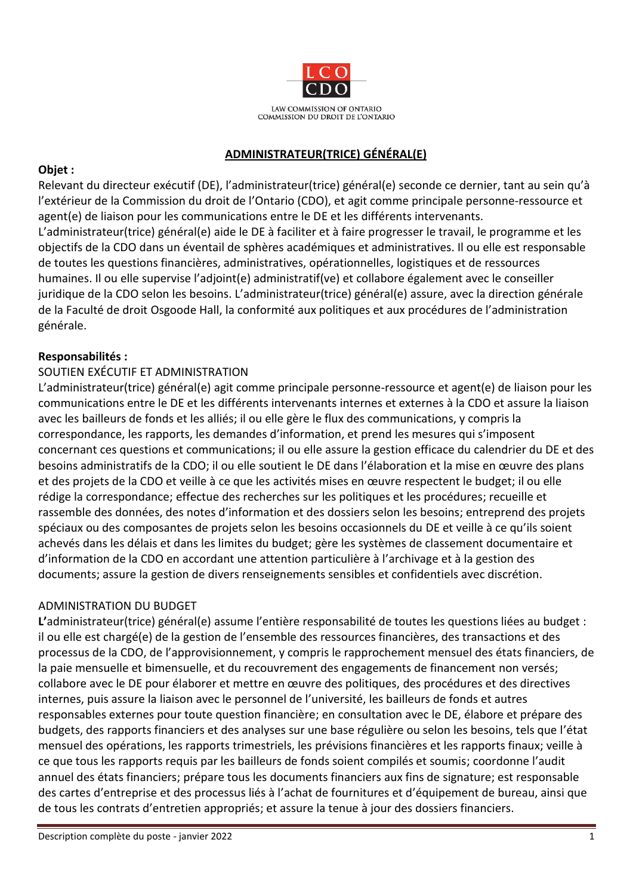LAW COMMISSION OF ONTARIO
COMMISSION DU DROIT DE L'ONTARIO

## ADMINISTRATEUR(TRICE) GÉNÉRAL(E)

**Objet :**
Relevant du directeur exécutif (DE), l'administrateur(trice) général(e) seconde ce dernier, tant au sein qu'à l'extérieur de la Commission du droit de l'Ontario (CDO), et agit comme principale personne-ressource et agent(e) de liaison pour les communications entre le DE et les différents intervenants.
L'administrateur(trice) général(e) aide le DE à faciliter et à faire progresser le travail, le programme et les objectifs de la CDO dans un éventail de sphères académiques et administratives. Il ou elle est responsable de toutes les questions financières, administratives, opérationnelles, logistiques et de ressources humaines. Il ou elle supervise l'adjoint(e) administratif(ve) et collabore également avec le conseiller juridique de la CDO selon les besoins. L'administrateur(trice) général(e) assure, avec la direction générale de la Faculté de droit Osgoode Hall, la conformité aux politiques et aux procédures de l'administration générale.

**Responsabilités :**

SOUTIEN EXÉCUTIF ET ADMINISTRATION

L'administrateur(trice) général(e) agit comme principale personne-ressource et agent(e) de liaison pour les communications entre le DE et les différents intervenants internes et externes à la CDO et assure la liaison avec les bailleurs de fonds et les alliés; il ou elle gère le flux des communications, y compris la correspondance, les rapports, les demandes d'information, et prend les mesures qui s'imposent concernant ces questions et communications; il ou elle assure la gestion efficace du calendrier du DE et des besoins administratifs de la CDO; il ou elle soutient le DE dans l'élaboration et la mise en œuvre des plans et des projets de la CDO et veille à ce que les activités mises en œuvre respectent le budget; il ou elle rédige la correspondance; effectue des recherches sur les politiques et les procédures; recueille et rassemble des données, des notes d'information et des dossiers selon les besoins; entreprend des projets spéciaux ou des composantes de projets selon les besoins occasionnels du DE et veille à ce qu'ils soient achevés dans les délais et dans les limites du budget; gère les systèmes de classement documentaire et d'information de la CDO en accordant une attention particulière à l'archivage et à la gestion des documents; assure la gestion de divers renseignements sensibles et confidentiels avec discrétion.

ADMINISTRATION DU BUDGET

**L'**administrateur(trice) général(e) assume l'entière responsabilité de toutes les questions liées au budget : il ou elle est chargé(e) de la gestion de l'ensemble des ressources financières, des transactions et des processus de la CDO, de l'approvisionnement, y compris le rapprochement mensuel des états financiers, de la paie mensuelle et bimensuelle, et du recouvrement des engagements de financement non versés; collabore avec le DE pour élaborer et mettre en œuvre des politiques, des procédures et des directives internes, puis assure la liaison avec le personnel de l'université, les bailleurs de fonds et autres responsables externes pour toute question financière; en consultation avec le DE, élabore et prépare des budgets, des rapports financiers et des analyses sur une base régulière ou selon les besoins, tels que l'état mensuel des opérations, les rapports trimestriels, les prévisions financières et les rapports finaux; veille à ce que tous les rapports requis par les bailleurs de fonds soient compilés et soumis; coordonne l'audit annuel des états financiers; prépare tous les documents financiers aux fins de signature; est responsable des cartes d'entreprise et des processus liés à l'achat de fournitures et d'équipement de bureau, ainsi que de tous les contrats d'entretien appropriés; et assure la tenue à jour des dossiers financiers.

Description complète du poste - janvier 2022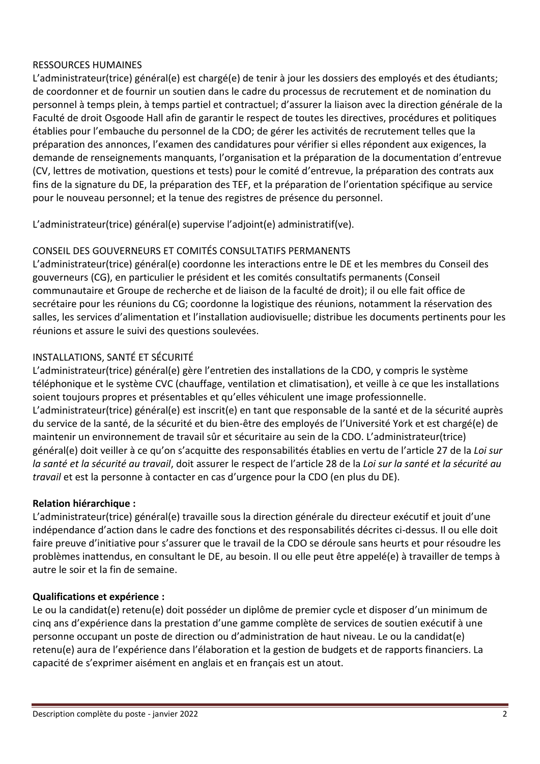RESSOURCES HUMAINES

L'administrateur(trice) général(e) est chargé(e) de tenir à jour les dossiers des employés et des étudiants; de coordonner et de fournir un soutien dans le cadre du processus de recrutement et de nomination du personnel à temps plein, à temps partiel et contractuel; d'assurer la liaison avec la direction générale de la Faculté de droit Osgoode Hall afin de garantir le respect de toutes les directives, procédures et politiques établies pour l'embauche du personnel de la CDO; de gérer les activités de recrutement telles que la préparation des annonces, l'examen des candidatures pour vérifier si elles répondent aux exigences, la demande de renseignements manquants, l'organisation et la préparation de la documentation d'entrevue (CV, lettres de motivation, questions et tests) pour le comité d'entrevue, la préparation des contrats aux fins de la signature du DE, la préparation des TEF, et la préparation de l'orientation spécifique au service pour le nouveau personnel; et la tenue des registres de présence du personnel.

L'administrateur(trice) général(e) supervise l'adjoint(e) administratif(ve).

CONSEIL DES GOUVERNEURS ET COMITÉS CONSULTATIFS PERMANENTS

L'administrateur(trice) général(e) coordonne les interactions entre le DE et les membres du Conseil des gouverneurs (CG), en particulier le président et les comités consultatifs permanents (Conseil communautaire et Groupe de recherche et de liaison de la faculté de droit); il ou elle fait office de secrétaire pour les réunions du CG; coordonne la logistique des réunions, notamment la réservation des salles, les services d'alimentation et l'installation audiovisuelle; distribue les documents pertinents pour les réunions et assure le suivi des questions soulevées.

INSTALLATIONS, SANTÉ ET SÉCURITÉ

L'administrateur(trice) général(e) gère l'entretien des installations de la CDO, y compris le système téléphonique et le système CVC (chauffage, ventilation et climatisation), et veille à ce que les installations soient toujours propres et présentables et qu'elles véhiculent une image professionnelle.
L'administrateur(trice) général(e) est inscrit(e) en tant que responsable de la santé et de la sécurité auprès du service de la santé, de la sécurité et du bien-être des employés de l'Université York et est chargé(e) de maintenir un environnement de travail sûr et sécuritaire au sein de la CDO. L'administrateur(trice) général(e) doit veiller à ce qu'on s'acquitte des responsabilités établies en vertu de l'article 27 de la *Loi sur la santé et la sécurité au travail*, doit assurer le respect de l'article 28 de la *Loi sur la santé et la sécurité au travail* et est la personne à contacter en cas d'urgence pour la CDO (en plus du DE).

**Relation hiérarchique :**

L'administrateur(trice) général(e) travaille sous la direction générale du directeur exécutif et jouit d'une indépendance d'action dans le cadre des fonctions et des responsabilités décrites ci-dessus. Il ou elle doit faire preuve d'initiative pour s'assurer que le travail de la CDO se déroule sans heurts et pour résoudre les problèmes inattendus, en consultant le DE, au besoin. Il ou elle peut être appelé(e) à travailler de temps à autre le soir et la fin de semaine.

**Qualifications et expérience :**

Le ou la candidat(e) retenu(e) doit posséder un diplôme de premier cycle et disposer d'un minimum de cinq ans d'expérience dans la prestation d'une gamme complète de services de soutien exécutif à une personne occupant un poste de direction ou d'administration de haut niveau. Le ou la candidat(e) retenu(e) aura de l'expérience dans l'élaboration et la gestion de budgets et de rapports financiers. La capacité de s'exprimer aisément en anglais et en français est un atout.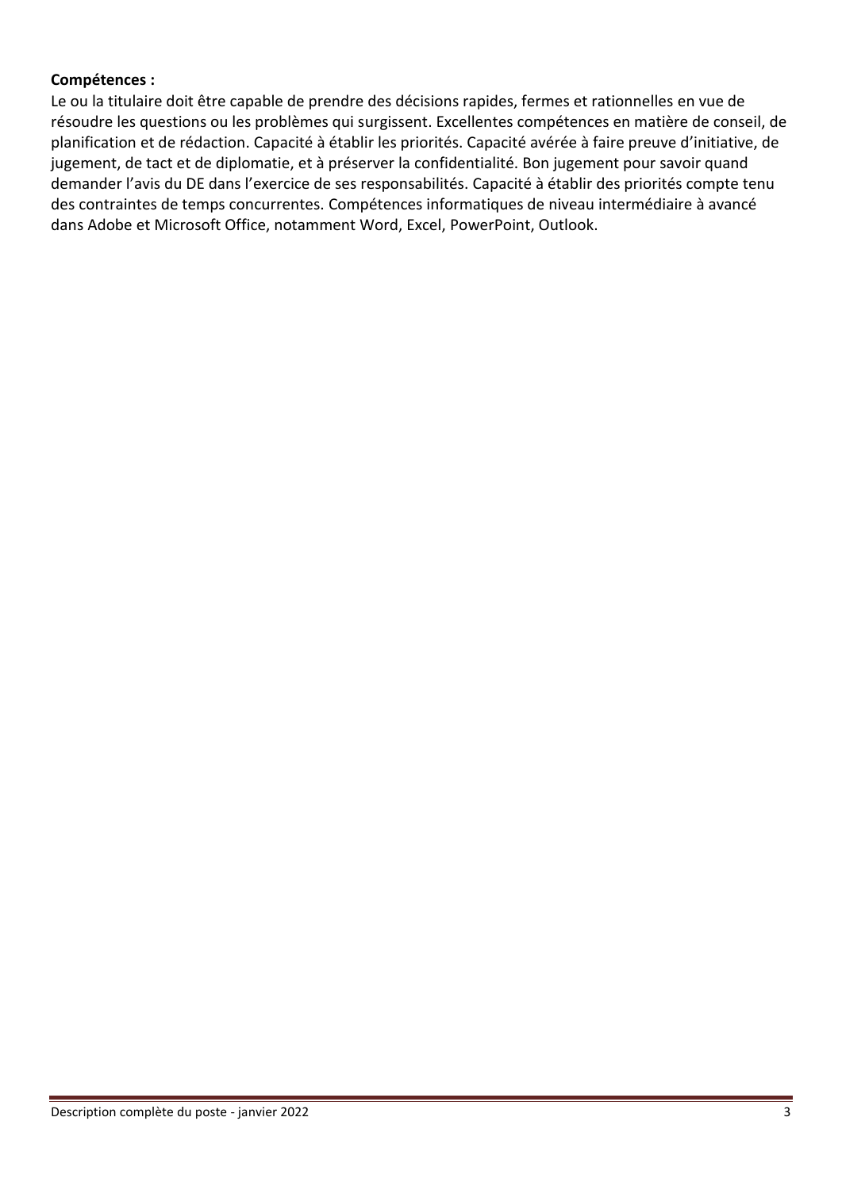**Compétences :**

Le ou la titulaire doit être capable de prendre des décisions rapides, fermes et rationnelles en vue de résoudre les questions ou les problèmes qui surgissent. Excellentes compétences en matière de conseil, de planification et de rédaction. Capacité à établir les priorités. Capacité avérée à faire preuve d'initiative, de jugement, de tact et de diplomatie, et à préserver la confidentialité. Bon jugement pour savoir quand demander l'avis du DE dans l'exercice de ses responsabilités. Capacité à établir des priorités compte tenu des contraintes de temps concurrentes. Compétences informatiques de niveau intermédiaire à avancé dans Adobe et Microsoft Office, notamment Word, Excel, PowerPoint, Outlook.